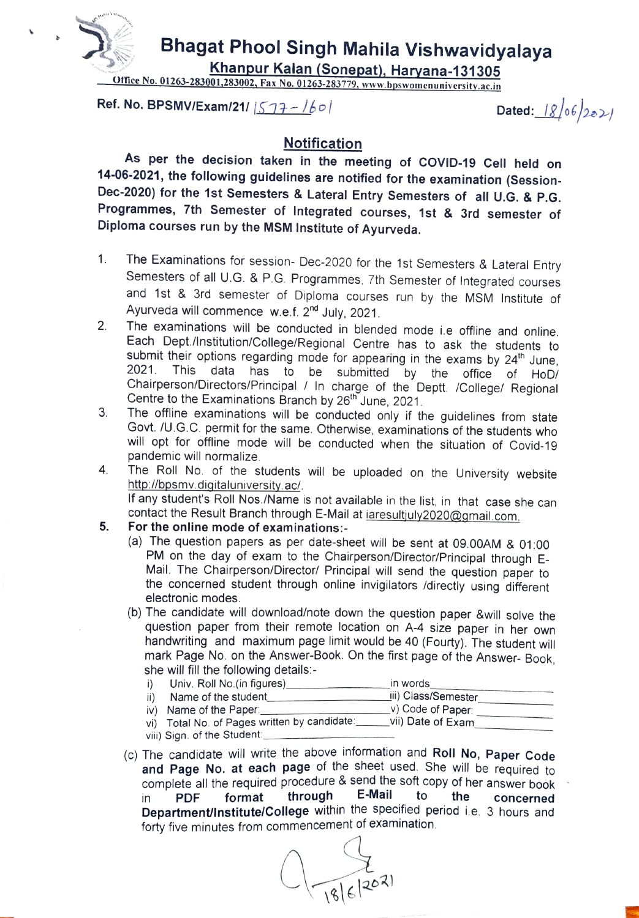# Bhagat Phool Singh Mahila Vishwavidyalaya

**Khanpur Kalan (Sonepat), Haryana-131305**

Office No. 01263-283001,283002, Fax No. 01263-283779, www.bpswomenuniversity.ac.in

**Ref. No. BPSMV/Exam/21/** 1577-1601 **Dated:** 18/06/2021

## Notification

**As per the decision taken in the meeting of COVID-19 Cell held on 14-06-2021, the following guidelines are notified for the examination (Session-Dec-2020) for the 1st Semesters & Lateral Entry Semesters of all U.G. & P.G. Programmes, 7th Semester of Integrated courses, 1st & 3rd semester of Diploma courses run by the MSM Institute of Ayurveda.**

1. The Examinations for session- Dec-2020 for the 1st Semesters & Lateral Entry Semesters of all U.G. & P.G. Programmes, 7th Semester of Integrated courses and 1st & 3rd semester of Diploma courses run by the MSM Institute of Ayurveda will commence w.e.f. 2nd July, 2021.
2. The examinations will be conducted in blended mode i.e offline and online. Each Dept./Institution/College/Regional Centre has to ask the students to submit their options regarding mode for appearing in the exams by 24th June, 2021. This data has to be submitted by the office of HoD/ Chairperson/Directors/Principal / In charge of the Deptt. /College/ Regional Centre to the Examinations Branch by 26th June, 2021.
3. The offline examinations will be conducted only if the guidelines from state Govt. /U.G.C. permit for the same. Otherwise, examinations of the students who will opt for offline mode will be conducted when the situation of Covid-19 pandemic will normalize.
4. The Roll No. of the students will be uploaded on the University website http://bpsmv.digitaluniversity.ac/.
   If any student's Roll Nos./Name is not available in the list, in that case she can contact the Result Branch through E-Mail at iaresultjuly2020@gmail.com.
5. **For the online mode of examinations:-**
   (a) The question papers as per date-sheet will be sent at 09.00AM & 01:00 PM on the day of exam to the Chairperson/Director/Principal through E-Mail. The Chairperson/Director/ Principal will send the question paper to the concerned student through online invigilators /directly using different electronic modes.
   (b) The candidate will download/note down the question paper &will solve the question paper from their remote location on A-4 size paper in her own handwriting and maximum page limit would be 40 (Fourty). The student will mark Page No. on the Answer-Book. On the first page of the Answer- Book, she will fill the following details:-
      i) Univ. Roll No.(in figures)\_\_\_\_\_\_\_\_\_\_ in words\_\_\_\_\_\_\_\_\_\_
      ii) Name of the student\_\_\_\_\_\_\_\_\_\_ iii) Class/Semester\_\_\_\_\_\_\_\_\_\_
      iv) Name of the Paper:\_\_\_\_\_\_\_\_\_\_ v) Code of Paper: \_\_\_\_\_\_\_\_\_\_
      vi) Total No. of Pages written by candidate:\_\_\_\_\_\_ vii) Date of Exam\_\_\_\_\_\_\_\_\_\_
      viii) Sign. of the Student:\_\_\_\_\_\_\_\_\_\_
   (c) The candidate will write the above information and **Roll No, Paper Code and Page No. at each page** of the sheet used. She will be required to complete all the required procedure & send the soft copy of her answer book in **PDF format through E-Mail to the concerned Department/Institute/College** within the specified period i.e. 3 hours and forty five minutes from commencement of examination.

18/6/2021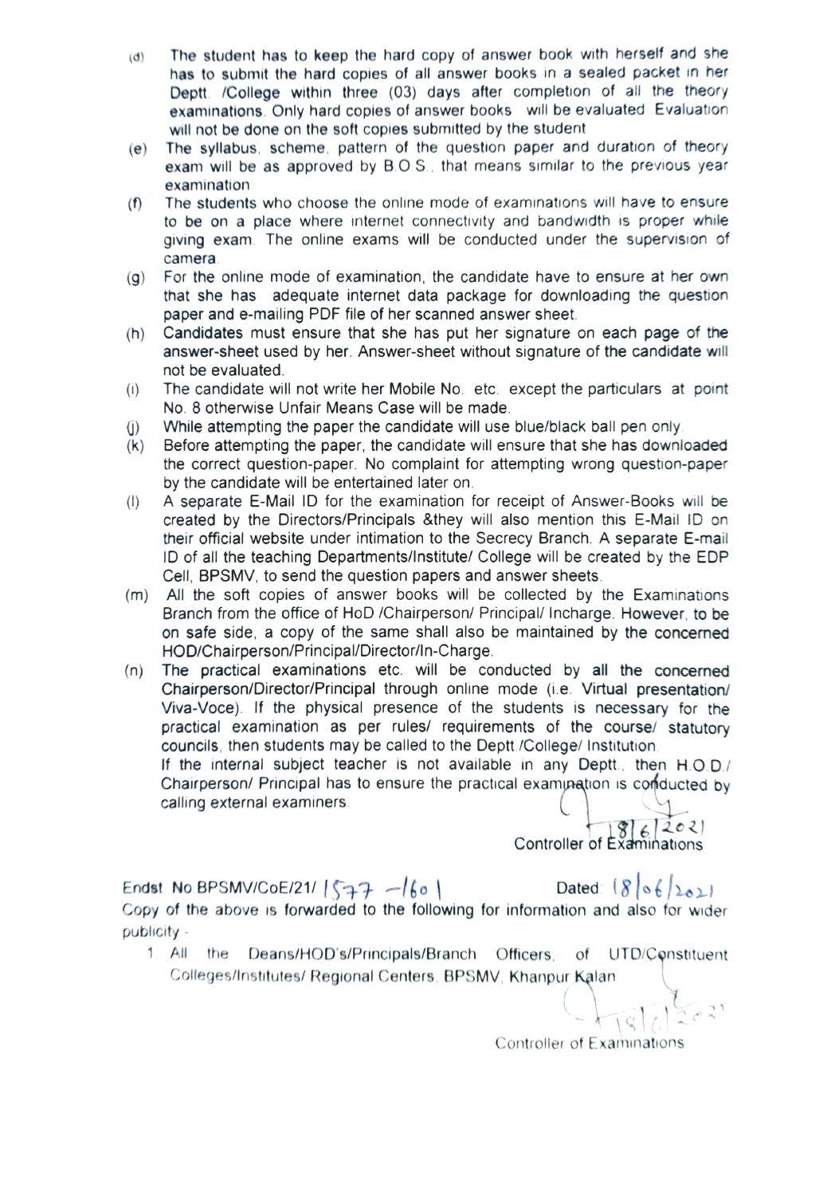(d) The student has to keep the hard copy of answer book with herself and she has to submit the hard copies of all answer books in a sealed packet in her Deptt. /College within three (03) days after completion of all the theory examinations. Only hard copies of answer books will be evaluated. Evaluation will not be done on the soft copies submitted by the student.

(e) The syllabus, scheme, pattern of the question paper and duration of theory exam will be as approved by B.O.S., that means similar to the previous year examination.

(f) The students who choose the online mode of examinations will have to ensure to be on a place where internet connectivity and bandwidth is proper while giving exam. The online exams will be conducted under the supervision of camera.

(g) For the online mode of examination, the candidate have to ensure at her own that she has adequate internet data package for downloading the question paper and e-mailing PDF file of her scanned answer sheet.

(h) Candidates must ensure that she has put her signature on each page of the answer-sheet used by her. Answer-sheet without signature of the candidate will not be evaluated.

(i) The candidate will not write her Mobile No. etc. except the particulars at point No. 8 otherwise Unfair Means Case will be made.

(j) While attempting the paper the candidate will use blue/black ball pen only.

(k) Before attempting the paper, the candidate will ensure that she has downloaded the correct question-paper. No complaint for attempting wrong question-paper by the candidate will be entertained later on.

(l) A separate E-Mail ID for the examination for receipt of Answer-Books will be created by the Directors/Principals &they will also mention this E-Mail ID on their official website under intimation to the Secrecy Branch. A separate E-mail ID of all the teaching Departments/Institute/ College will be created by the EDP Cell, BPSMV, to send the question papers and answer sheets.

(m) All the soft copies of answer books will be collected by the Examinations Branch from the office of HoD /Chairperson/ Principal/ Incharge. However, to be on safe side, a copy of the same shall also be maintained by the concerned HOD/Chairperson/Principal/Director/In-Charge.

(n) The practical examinations etc. will be conducted by all the concerned Chairperson/Director/Principal through online mode (i.e. Virtual presentation/ Viva-Voce). If the physical presence of the students is necessary for the practical examination as per rules/ requirements of the course/ statutory councils, then students may be called to the Deptt./College/ Institution.
If the internal subject teacher is not available in any Deptt., then H.O.D./ Chairperson/ Principal has to ensure the practical examination is conducted by calling external examiners.

18/6/2021
Controller of Examinations

Endst. No.BPSMV/CoE/21/ 1577 -1601 Dated 18/06/2021

Copy of the above is forwarded to the following for information and also for wider publicity -

1. All the Deans/HOD's/Principals/Branch Officers, of UTD/Constituent Colleges/Institutes/ Regional Centers, BPSMV, Khanpur Kalan

18/6/2021
Controller of Examinations